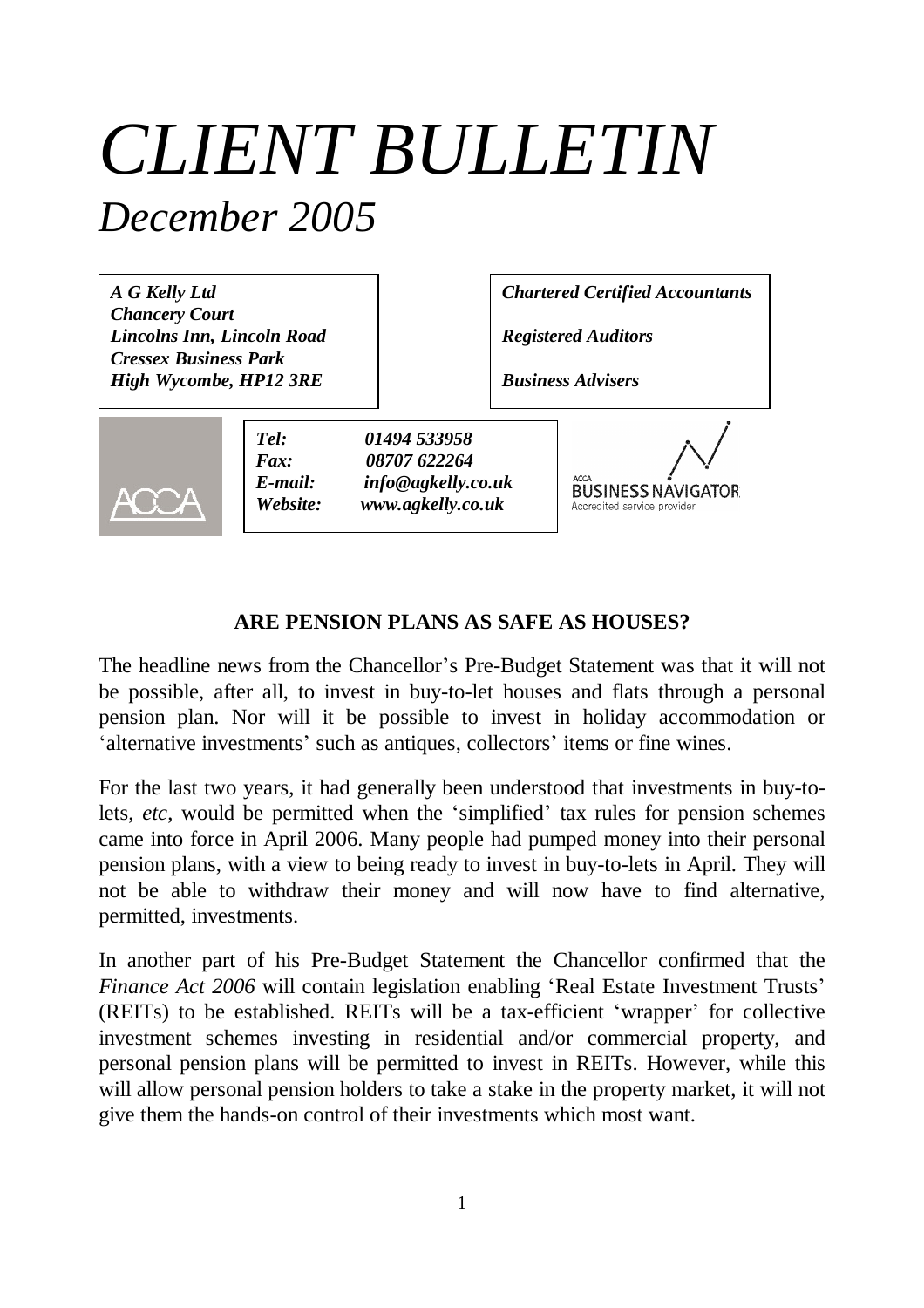# *CLIENT BULLETIN*

## *December 2005*

***A G Kelly Ltd***
***Chancery Court***
***Lincolns Inn, Lincoln Road***
***Cressex Business Park***
***High Wycombe, HP12 3RE***

***Chartered Certified Accountants***

***Registered Auditors***

***Business Advisers***

***Tel:*** ***01494 533958***
***Fax:*** ***08707 622264***
***E-mail:*** ***info@agkelly.co.uk***
***Website:*** ***www.agkelly.co.uk***

ACCA BUSINESS NAVIGATOR
Accredited service provider

### ARE PENSION PLANS AS SAFE AS HOUSES?

The headline news from the Chancellor's Pre-Budget Statement was that it will not be possible, after all, to invest in buy-to-let houses and flats through a personal pension plan. Nor will it be possible to invest in holiday accommodation or 'alternative investments' such as antiques, collectors' items or fine wines.

For the last two years, it had generally been understood that investments in buy-to-lets, *etc*, would be permitted when the 'simplified' tax rules for pension schemes came into force in April 2006. Many people had pumped money into their personal pension plans, with a view to being ready to invest in buy-to-lets in April. They will not be able to withdraw their money and will now have to find alternative, permitted, investments.

In another part of his Pre-Budget Statement the Chancellor confirmed that the *Finance Act 2006* will contain legislation enabling 'Real Estate Investment Trusts' (REITs) to be established. REITs will be a tax-efficient 'wrapper' for collective investment schemes investing in residential and/or commercial property, and personal pension plans will be permitted to invest in REITs. However, while this will allow personal pension holders to take a stake in the property market, it will not give them the hands-on control of their investments which most want.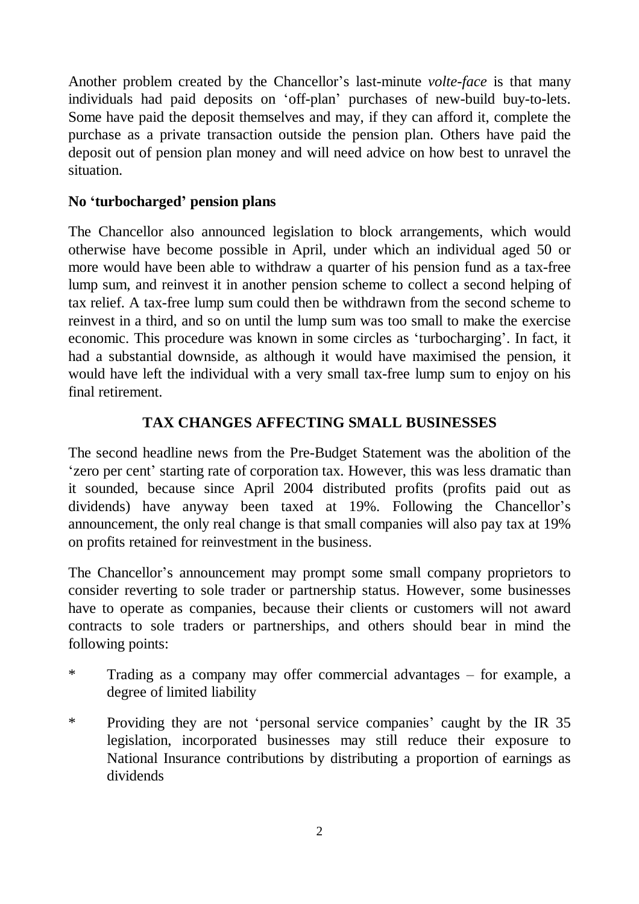Another problem created by the Chancellor's last-minute *volte-face* is that many individuals had paid deposits on 'off-plan' purchases of new-build buy-to-lets. Some have paid the deposit themselves and may, if they can afford it, complete the purchase as a private transaction outside the pension plan. Others have paid the deposit out of pension plan money and will need advice on how best to unravel the situation.

### No 'turbocharged' pension plans

The Chancellor also announced legislation to block arrangements, which would otherwise have become possible in April, under which an individual aged 50 or more would have been able to withdraw a quarter of his pension fund as a tax-free lump sum, and reinvest it in another pension scheme to collect a second helping of tax relief. A tax-free lump sum could then be withdrawn from the second scheme to reinvest in a third, and so on until the lump sum was too small to make the exercise economic. This procedure was known in some circles as 'turbocharging'. In fact, it had a substantial downside, as although it would have maximised the pension, it would have left the individual with a very small tax-free lump sum to enjoy on his final retirement.

## TAX CHANGES AFFECTING SMALL BUSINESSES

The second headline news from the Pre-Budget Statement was the abolition of the 'zero per cent' starting rate of corporation tax. However, this was less dramatic than it sounded, because since April 2004 distributed profits (profits paid out as dividends) have anyway been taxed at 19%. Following the Chancellor's announcement, the only real change is that small companies will also pay tax at 19% on profits retained for reinvestment in the business.

The Chancellor's announcement may prompt some small company proprietors to consider reverting to sole trader or partnership status. However, some businesses have to operate as companies, because their clients or customers will not award contracts to sole traders or partnerships, and others should bear in mind the following points:

* Trading as a company may offer commercial advantages – for example, a degree of limited liability
* Providing they are not 'personal service companies' caught by the IR 35 legislation, incorporated businesses may still reduce their exposure to National Insurance contributions by distributing a proportion of earnings as dividends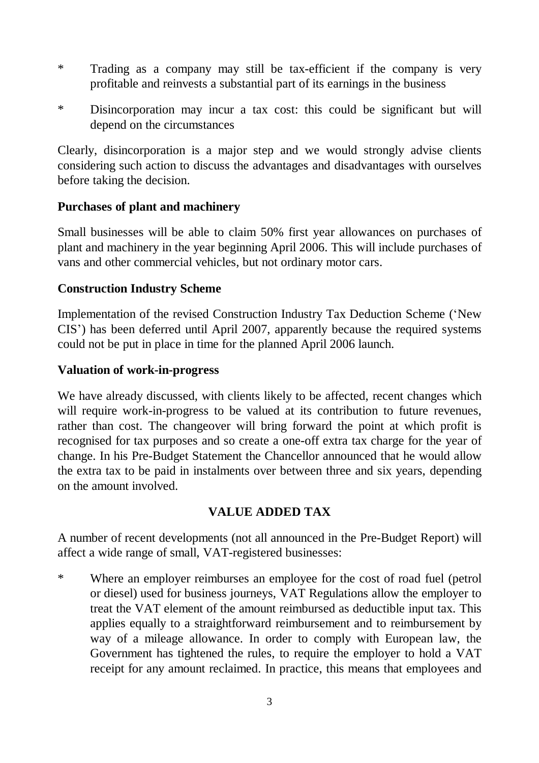* Trading as a company may still be tax-efficient if the company is very profitable and reinvests a substantial part of its earnings in the business

* Disincorporation may incur a tax cost: this could be significant but will depend on the circumstances

Clearly, disincorporation is a major step and we would strongly advise clients considering such action to discuss the advantages and disadvantages with ourselves before taking the decision.

**Purchases of plant and machinery**

Small businesses will be able to claim 50% first year allowances on purchases of plant and machinery in the year beginning April 2006. This will include purchases of vans and other commercial vehicles, but not ordinary motor cars.

**Construction Industry Scheme**

Implementation of the revised Construction Industry Tax Deduction Scheme ('New CIS') has been deferred until April 2007, apparently because the required systems could not be put in place in time for the planned April 2006 launch.

**Valuation of work-in-progress**

We have already discussed, with clients likely to be affected, recent changes which will require work-in-progress to be valued at its contribution to future revenues, rather than cost. The changeover will bring forward the point at which profit is recognised for tax purposes and so create a one-off extra tax charge for the year of change. In his Pre-Budget Statement the Chancellor announced that he would allow the extra tax to be paid in instalments over between three and six years, depending on the amount involved.

## VALUE ADDED TAX

A number of recent developments (not all announced in the Pre-Budget Report) will affect a wide range of small, VAT-registered businesses:

* Where an employer reimburses an employee for the cost of road fuel (petrol or diesel) used for business journeys, VAT Regulations allow the employer to treat the VAT element of the amount reimbursed as deductible input tax. This applies equally to a straightforward reimbursement and to reimbursement by way of a mileage allowance. In order to comply with European law, the Government has tightened the rules, to require the employer to hold a VAT receipt for any amount reclaimed. In practice, this means that employees and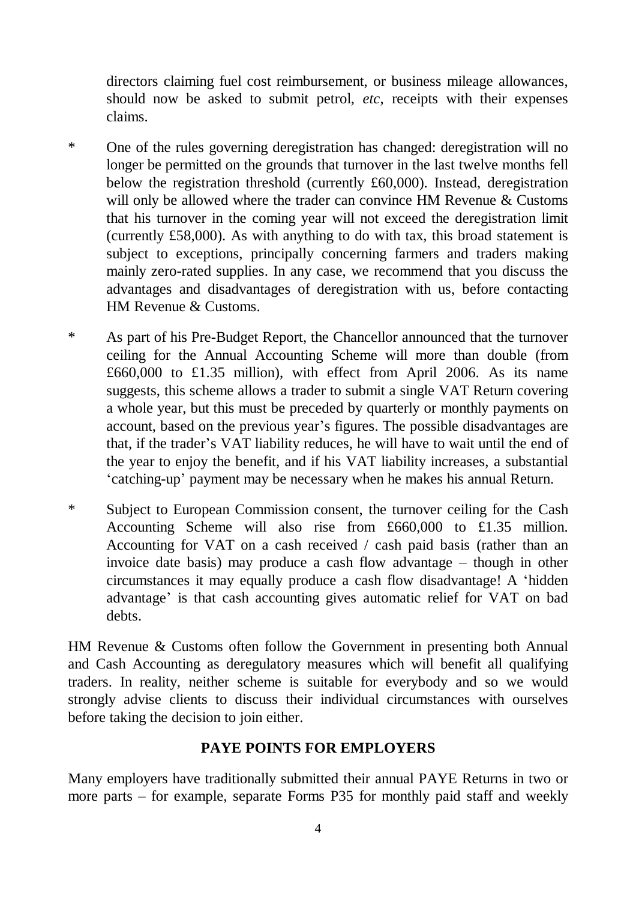directors claiming fuel cost reimbursement, or business mileage allowances, should now be asked to submit petrol, *etc*, receipts with their expenses claims.

* One of the rules governing deregistration has changed: deregistration will no longer be permitted on the grounds that turnover in the last twelve months fell below the registration threshold (currently £60,000). Instead, deregistration will only be allowed where the trader can convince HM Revenue & Customs that his turnover in the coming year will not exceed the deregistration limit (currently £58,000). As with anything to do with tax, this broad statement is subject to exceptions, principally concerning farmers and traders making mainly zero-rated supplies. In any case, we recommend that you discuss the advantages and disadvantages of deregistration with us, before contacting HM Revenue & Customs.

* As part of his Pre-Budget Report, the Chancellor announced that the turnover ceiling for the Annual Accounting Scheme will more than double (from £660,000 to £1.35 million), with effect from April 2006. As its name suggests, this scheme allows a trader to submit a single VAT Return covering a whole year, but this must be preceded by quarterly or monthly payments on account, based on the previous year's figures. The possible disadvantages are that, if the trader's VAT liability reduces, he will have to wait until the end of the year to enjoy the benefit, and if his VAT liability increases, a substantial 'catching-up' payment may be necessary when he makes his annual Return.

* Subject to European Commission consent, the turnover ceiling for the Cash Accounting Scheme will also rise from £660,000 to £1.35 million. Accounting for VAT on a cash received / cash paid basis (rather than an invoice date basis) may produce a cash flow advantage – though in other circumstances it may equally produce a cash flow disadvantage! A 'hidden advantage' is that cash accounting gives automatic relief for VAT on bad debts.

HM Revenue & Customs often follow the Government in presenting both Annual and Cash Accounting as deregulatory measures which will benefit all qualifying traders. In reality, neither scheme is suitable for everybody and so we would strongly advise clients to discuss their individual circumstances with ourselves before taking the decision to join either.

## PAYE POINTS FOR EMPLOYERS

Many employers have traditionally submitted their annual PAYE Returns in two or more parts – for example, separate Forms P35 for monthly paid staff and weekly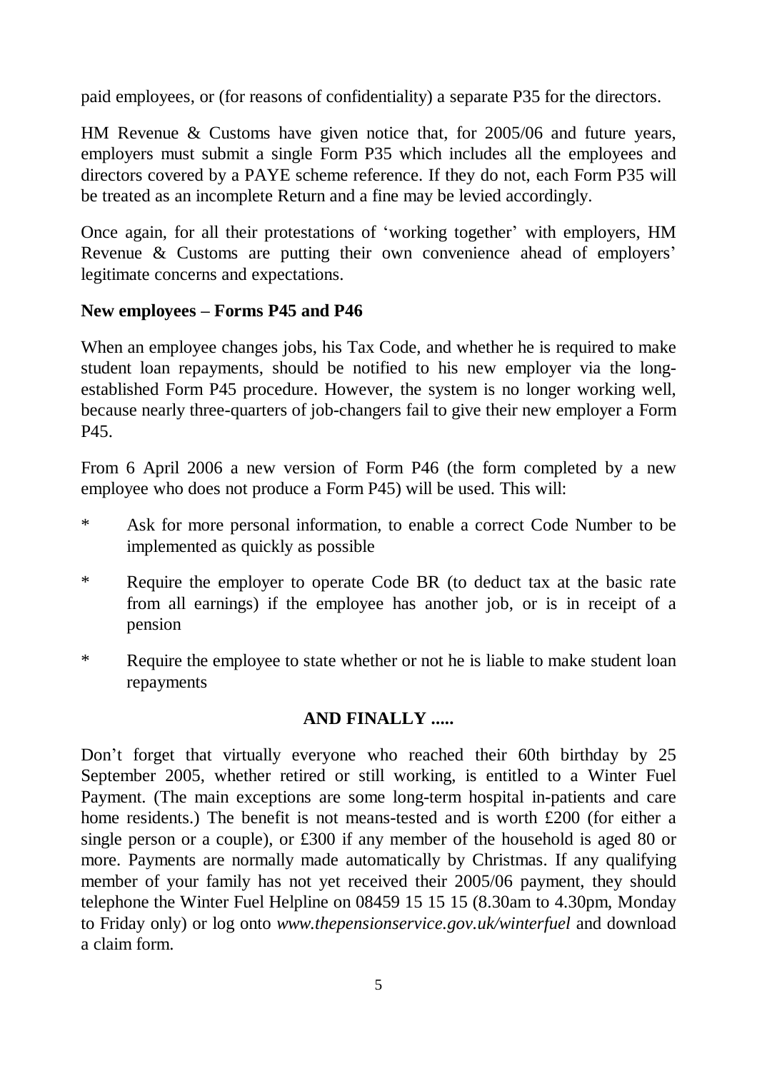paid employees, or (for reasons of confidentiality) a separate P35 for the directors.

HM Revenue & Customs have given notice that, for 2005/06 and future years, employers must submit a single Form P35 which includes all the employees and directors covered by a PAYE scheme reference. If they do not, each Form P35 will be treated as an incomplete Return and a fine may be levied accordingly.

Once again, for all their protestations of 'working together' with employers, HM Revenue & Customs are putting their own convenience ahead of employers' legitimate concerns and expectations.

**New employees – Forms P45 and P46**

When an employee changes jobs, his Tax Code, and whether he is required to make student loan repayments, should be notified to his new employer via the long-established Form P45 procedure. However, the system is no longer working well, because nearly three-quarters of job-changers fail to give their new employer a Form P45.

From 6 April 2006 a new version of Form P46 (the form completed by a new employee who does not produce a Form P45) will be used. This will:

- Ask for more personal information, to enable a correct Code Number to be implemented as quickly as possible
- Require the employer to operate Code BR (to deduct tax at the basic rate from all earnings) if the employee has another job, or is in receipt of a pension
- Require the employee to state whether or not he is liable to make student loan repayments

## AND FINALLY .....

Don't forget that virtually everyone who reached their 60th birthday by 25 September 2005, whether retired or still working, is entitled to a Winter Fuel Payment. (The main exceptions are some long-term hospital in-patients and care home residents.) The benefit is not means-tested and is worth £200 (for either a single person or a couple), or £300 if any member of the household is aged 80 or more. Payments are normally made automatically by Christmas. If any qualifying member of your family has not yet received their 2005/06 payment, they should telephone the Winter Fuel Helpline on 08459 15 15 15 (8.30am to 4.30pm, Monday to Friday only) or log onto *www.thepensionservice.gov.uk/winterfuel* and download a claim form.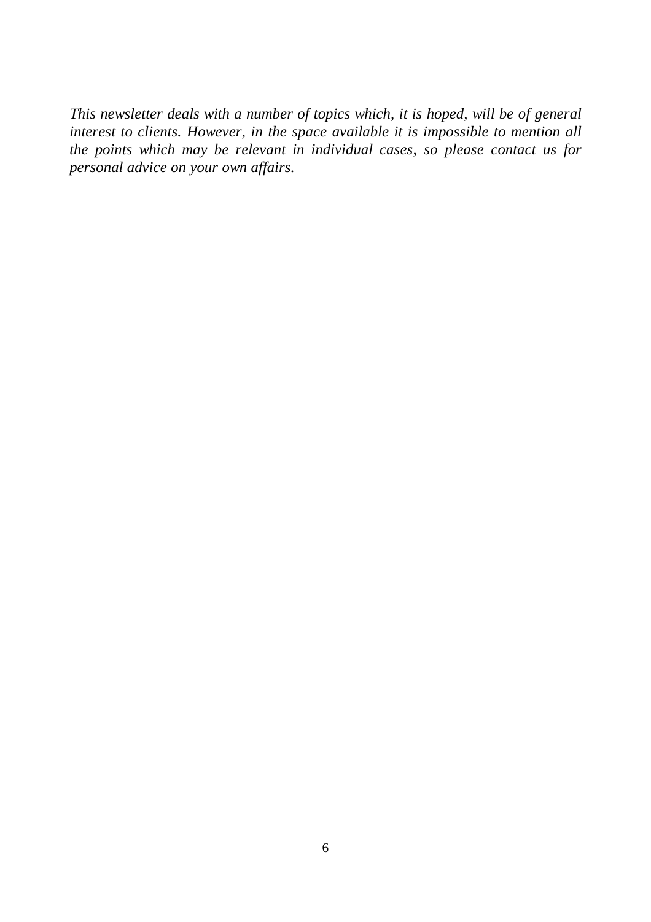*This newsletter deals with a number of topics which, it is hoped, will be of general interest to clients. However, in the space available it is impossible to mention all the points which may be relevant in individual cases, so please contact us for personal advice on your own affairs.*